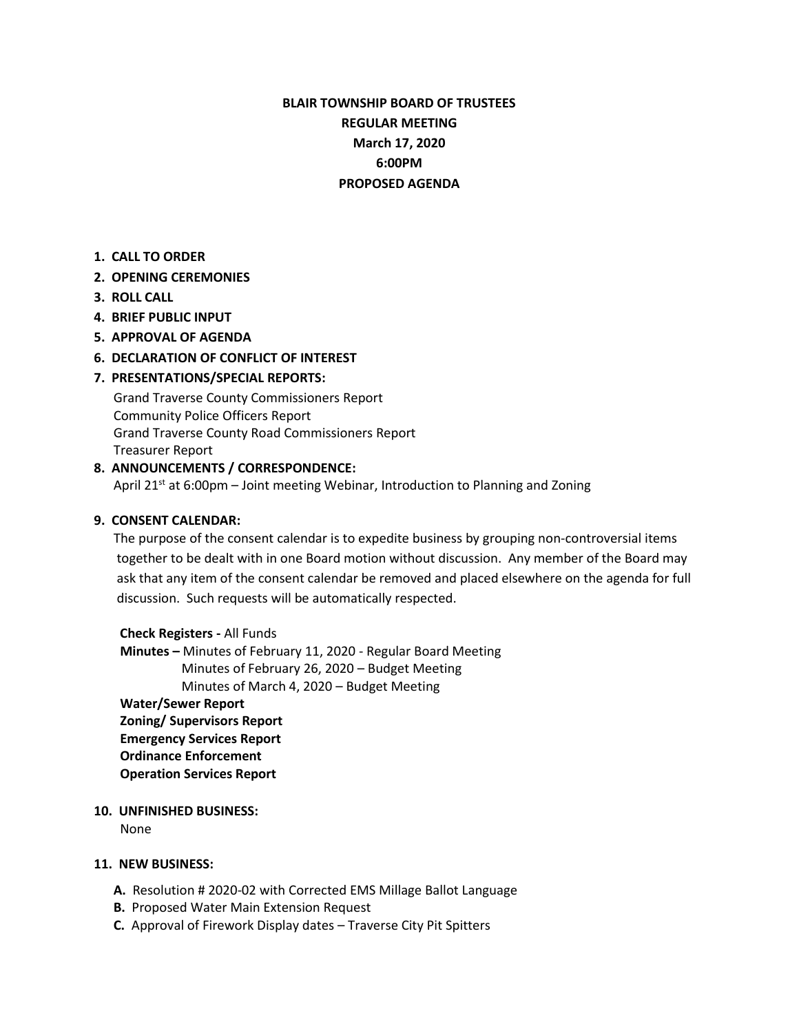# BLAIR TOWNSHIP BOARD OF TRUSTEES
## REGULAR MEETING
## March 17, 2020
## 6:00PM
## PROPOSED AGENDA

1. **CALL TO ORDER**
2. **OPENING CEREMONIES**
3. **ROLL CALL**
4. **BRIEF PUBLIC INPUT**
5. **APPROVAL OF AGENDA**
6. **DECLARATION OF CONFLICT OF INTEREST**
7. **PRESENTATIONS/SPECIAL REPORTS:**
   Grand Traverse County Commissioners Report
   Community Police Officers Report
   Grand Traverse County Road Commissioners Report
   Treasurer Report
8. **ANNOUNCEMENTS / CORRESPONDENCE:**
   April 21st at 6:00pm – Joint meeting Webinar, Introduction to Planning and Zoning

9. **CONSENT CALENDAR:**
   The purpose of the consent calendar is to expedite business by grouping non-controversial items together to be dealt with in one Board motion without discussion. Any member of the Board may ask that any item of the consent calendar be removed and placed elsewhere on the agenda for full discussion. Such requests will be automatically respected.

   **Check Registers -** All Funds
   **Minutes –** Minutes of February 11, 2020 - Regular Board Meeting
   Minutes of February 26, 2020 – Budget Meeting
   Minutes of March 4, 2020 – Budget Meeting
   **Water/Sewer Report**
   **Zoning/ Supervisors Report**
   **Emergency Services Report**
   **Ordinance Enforcement**
   **Operation Services Report**

10. **UNFINISHED BUSINESS:**
    None

11. **NEW BUSINESS:**
    - **A.** Resolution # 2020-02 with Corrected EMS Millage Ballot Language
    - **B.** Proposed Water Main Extension Request
    - **C.** Approval of Firework Display dates – Traverse City Pit Spitters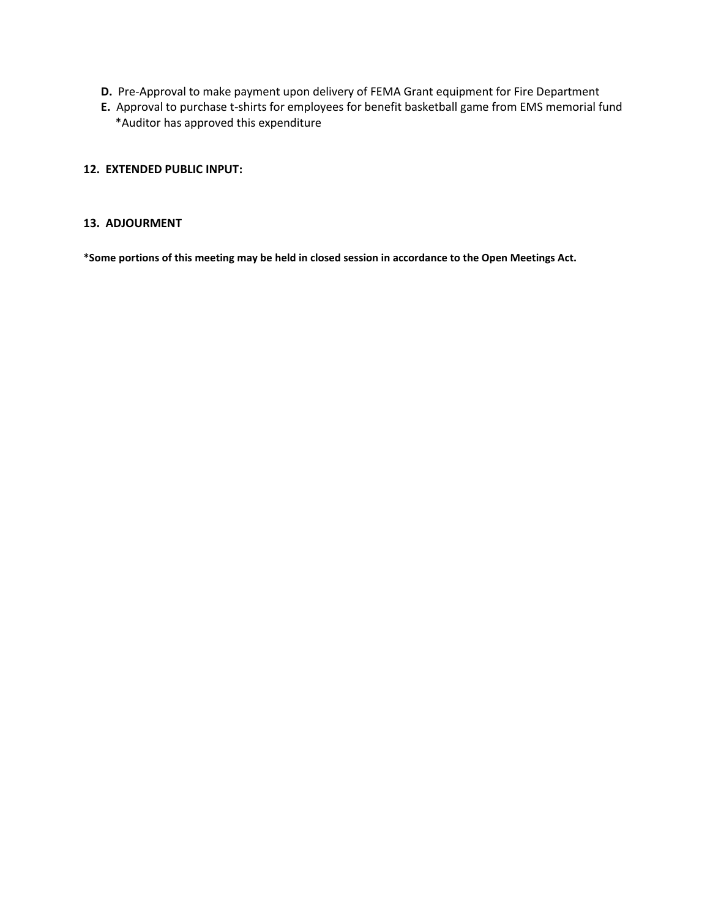- **D.** Pre-Approval to make payment upon delivery of FEMA Grant equipment for Fire Department
- **E.** Approval to purchase t-shirts for employees for benefit basketball game from EMS memorial fund
  *Auditor has approved this expenditure

**12. EXTENDED PUBLIC INPUT:**

**13. ADJOURMENT**

**\*Some portions of this meeting may be held in closed session in accordance to the Open Meetings Act.**